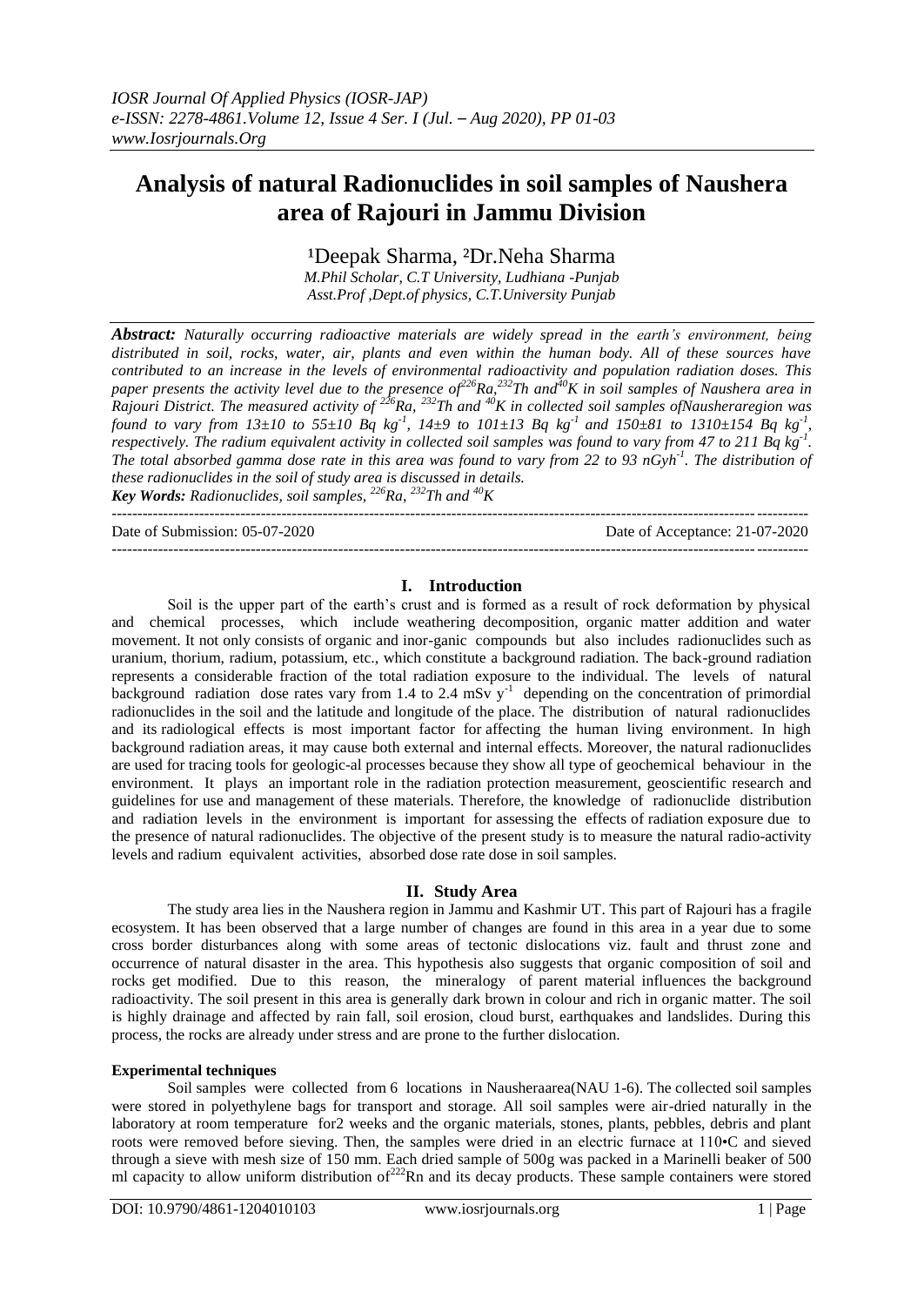# Analysis of natural Radionuclides in soil samples of Naushera area of Rajouri in Jammu Division

¹Deepak Sharma, ²Dr.Neha Sharma

*M.Phil Scholar, C.T University, Ludhiana -Punjab*
*Asst.Prof ,Dept.of physics, C.T.University Punjab*

***Abstract:*** *Naturally occurring radioactive materials are widely spread in the earth's environment, being distributed in soil, rocks, water, air, plants and even within the human body. All of these sources have contributed to an increase in the levels of environmental radioactivity and population radiation doses. This paper presents the activity level due to the presence of $^{226}Ra$, $^{232}Th$ and $^{40}K$ in soil samples of Naushera area in Rajouri District. The measured activity of $^{226}Ra$, $^{232}Th$ and $^{40}K$ in collected soil samples ofNausheraregion was found to vary from 13±10 to 55±10 Bq $kg^{-1}$, 14±9 to 101±13 Bq $kg^{-1}$ and 150±81 to 1310±154 Bq $kg^{-1}$, respectively. The radium equivalent activity in collected soil samples was found to vary from 47 to 211 Bq $kg^{-1}$. The total absorbed gamma dose rate in this area was found to vary from 22 to 93 $nGyh^{-1}$. The distribution of these radionuclides in the soil of study area is discussed in details.*

***Key Words:*** *Radionuclides, soil samples, $^{226}Ra$, $^{232}Th$ and $^{40}K$*

Date of Submission: 05-07-2020 Date of Acceptance: 21-07-2020

## I. Introduction

Soil is the upper part of the earth's crust and is formed as a result of rock deformation by physical and chemical processes, which include weathering decomposition, organic matter addition and water movement. It not only consists of organic and inor-ganic compounds but also includes radionuclides such as uranium, thorium, radium, potassium, etc., which constitute a background radiation. The back-ground radiation represents a considerable fraction of the total radiation exposure to the individual. The levels of natural background radiation dose rates vary from 1.4 to 2.4 mSv $y^{-1}$ depending on the concentration of primordial radionuclides in the soil and the latitude and longitude of the place. The distribution of natural radionuclides and its radiological effects is most important factor for affecting the human living environment. In high background radiation areas, it may cause both external and internal effects. Moreover, the natural radionuclides are used for tracing tools for geologic-al processes because they show all type of geochemical behaviour in the environment. It plays an important role in the radiation protection measurement, geoscientific research and guidelines for use and management of these materials. Therefore, the knowledge of radionuclide distribution and radiation levels in the environment is important for assessing the effects of radiation exposure due to the presence of natural radionuclides. The objective of the present study is to measure the natural radio-activity levels and radium equivalent activities, absorbed dose rate dose in soil samples.

## II. Study Area

The study area lies in the Naushera region in Jammu and Kashmir UT. This part of Rajouri has a fragile ecosystem. It has been observed that a large number of changes are found in this area in a year due to some cross border disturbances along with some areas of tectonic dislocations viz. fault and thrust zone and occurrence of natural disaster in the area. This hypothesis also suggests that organic composition of soil and rocks get modified. Due to this reason, the mineralogy of parent material influences the background radioactivity. The soil present in this area is generally dark brown in colour and rich in organic matter. The soil is highly drainage and affected by rain fall, soil erosion, cloud burst, earthquakes and landslides. During this process, the rocks are already under stress and are prone to the further dislocation.

### Experimental techniques

Soil samples were collected from 6 locations in Nausheraarea(NAU 1-6). The collected soil samples were stored in polyethylene bags for transport and storage. All soil samples were air-dried naturally in the laboratory at room temperature for2 weeks and the organic materials, stones, plants, pebbles, debris and plant roots were removed before sieving. Then, the samples were dried in an electric furnace at 110•C and sieved through a sieve with mesh size of 150 mm. Each dried sample of 500g was packed in a Marinelli beaker of 500 ml capacity to allow uniform distribution of $^{222}Rn$ and its decay products. These sample containers were stored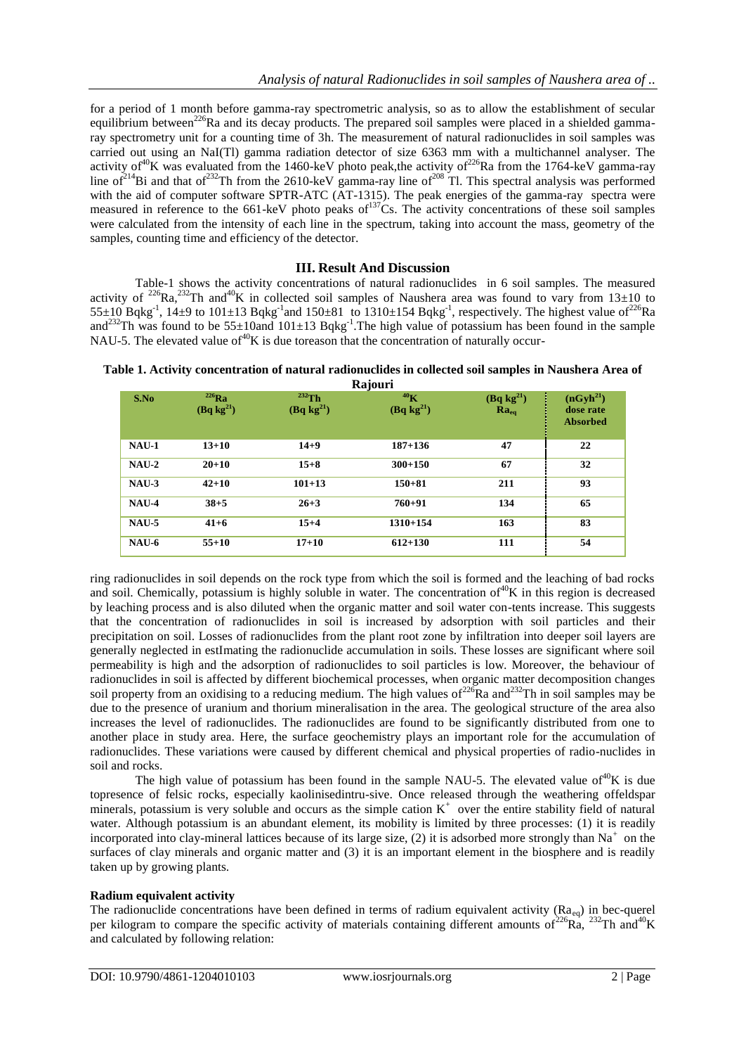for a period of 1 month before gamma-ray spectrometric analysis, so as to allow the establishment of secular equilibrium between $^{226}Ra$ and its decay products. The prepared soil samples were placed in a shielded gamma-ray spectrometry unit for a counting time of 3h. The measurement of natural radionuclides in soil samples was carried out using an NaI(Tl) gamma radiation detector of size 6363 mm with a multichannel analyser. The activity of $^{40}K$ was evaluated from the 1460-keV photo peak,the activity of $^{226}Ra$ from the 1764-keV gamma-ray line of $^{214}Bi$ and that of $^{232}Th$ from the 2610-keV gamma-ray line of $^{208}$ Tl. This spectral analysis was performed with the aid of computer software SPTR-ATC (AT-1315). The peak energies of the gamma-ray spectra were measured in reference to the 661-keV photo peaks of $^{137}Cs$. The activity concentrations of these soil samples were calculated from the intensity of each line in the spectrum, taking into account the mass, geometry of the samples, counting time and efficiency of the detector.

## III. Result And Discussion

Table-1 shows the activity concentrations of natural radionuclides in 6 soil samples. The measured activity of $^{226}Ra$, $^{232}Th$ and $^{40}K$ in collected soil samples of Naushera area was found to vary from 13±10 to 55±10 $Bqkg^{-1}$, 14±9 to 101±13 $Bqkg^{-1}$ and 150±81 to 1310±154 $Bqkg^{-1}$, respectively. The highest value of $^{226}Ra$ and $^{232}Th$ was found to be 55±10and 101±13 $Bqkg^{-1}$.The high value of potassium has been found in the sample NAU-5. The elevated value of $^{40}K$ is due toreason that the concentration of naturally occur-

**Table 1. Activity concentration of natural radionuclides in collected soil samples in Naushera Area of Rajouri**

| S.No | $^{226}Ra$ ($Bq\ kg^{21}$) | $^{232}Th$ ($Bq\ kg^{21}$) | $^{40}K$ ($Bq\ kg^{21}$) | ($Bq\ kg^{21}$) $Ra_{eq}$ | ($nGyh^{21}$) dose rate Absorbed |
|---|---|---|---|---|---|
| NAU-1 | 13+10 | 14+9 | 187+136 | 47 | 22 |
| NAU-2 | 20+10 | 15+8 | 300+150 | 67 | 32 |
| NAU-3 | 42+10 | 101+13 | 150+81 | 211 | 93 |
| NAU-4 | 38+5 | 26+3 | 760+91 | 134 | 65 |
| NAU-5 | 41+6 | 15+4 | 1310+154 | 163 | 83 |
| NAU-6 | 55+10 | 17+10 | 612+130 | 111 | 54 |

ring radionuclides in soil depends on the rock type from which the soil is formed and the leaching of bad rocks and soil. Chemically, potassium is highly soluble in water. The concentration of $^{40}K$ in this region is decreased by leaching process and is also diluted when the organic matter and soil water con-tents increase. This suggests that the concentration of radionuclides in soil is increased by adsorption with soil particles and their precipitation on soil. Losses of radionuclides from the plant root zone by infiltration into deeper soil layers are generally neglected in estImating the radionuclide accumulation in soils. These losses are significant where soil permeability is high and the adsorption of radionuclides to soil particles is low. Moreover, the behaviour of radionuclides in soil is affected by different biochemical processes, when organic matter decomposition changes soil property from an oxidising to a reducing medium. The high values of $^{226}Ra$ and $^{232}Th$ in soil samples may be due to the presence of uranium and thorium mineralisation in the area. The geological structure of the area also increases the level of radionuclides. The radionuclides are found to be significantly distributed from one to another place in study area. Here, the surface geochemistry plays an important role for the accumulation of radionuclides. These variations were caused by different chemical and physical properties of radio-nuclides in soil and rocks.

The high value of potassium has been found in the sample NAU-5. The elevated value of $^{40}K$ is due topresence of felsic rocks, especially kaolinisedintru-sive. Once released through the weathering offeldspar minerals, potassium is very soluble and occurs as the simple cation $K^+$ over the entire stability field of natural water. Although potassium is an abundant element, its mobility is limited by three processes: (1) it is readily incorporated into clay-mineral lattices because of its large size, (2) it is adsorbed more strongly than $Na^+$ on the surfaces of clay minerals and organic matter and (3) it is an important element in the biosphere and is readily taken up by growing plants.

### Radium equivalent activity

The radionuclide concentrations have been defined in terms of radium equivalent activity ($Ra_{eq}$) in bec-querel per kilogram to compare the specific activity of materials containing different amounts of $^{226}Ra$, $^{232}Th$ and $^{40}K$ and calculated by following relation: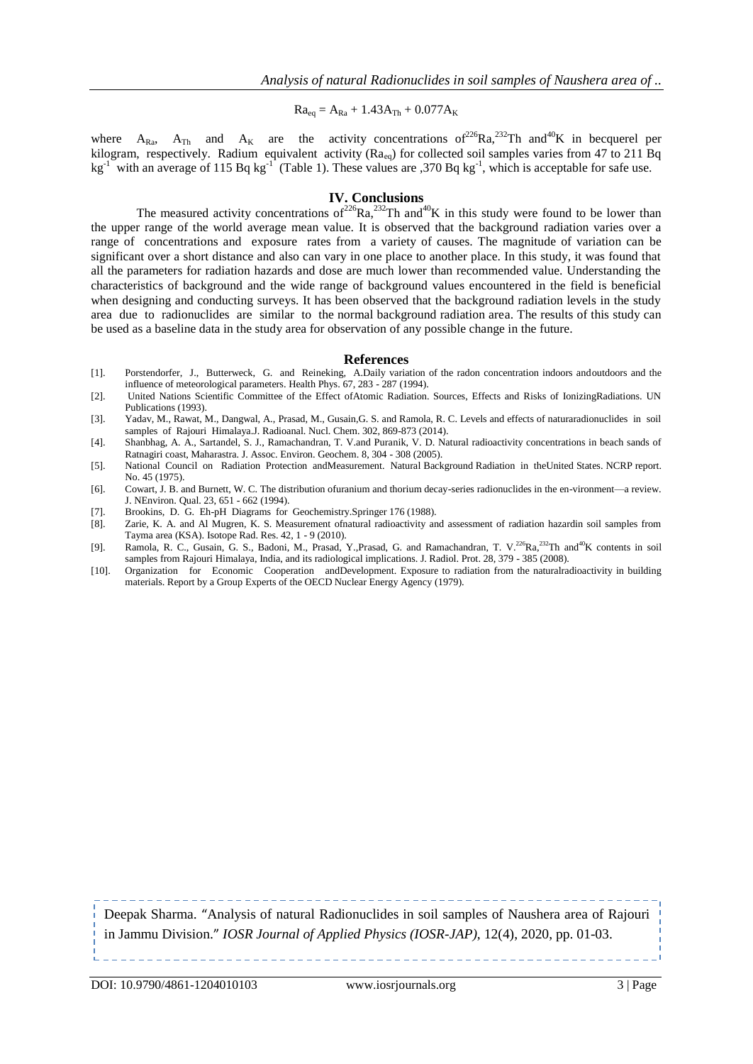$$Ra_{eq} = A_{Ra} + 1.43A_{Th} + 0.077A_K$$

where $A_{Ra}$, $A_{Th}$ and $A_K$ are the activity concentrations of $^{226}Ra$, $^{232}Th$ and $^{40}K$ in becquerel per kilogram, respectively. Radium equivalent activity ($Ra_{eq}$) for collected soil samples varies from 47 to 211 Bq $kg^{-1}$ with an average of 115 Bq $kg^{-1}$ (Table 1). These values are ,370 Bq $kg^{-1}$, which is acceptable for safe use.

## IV. Conclusions

The measured activity concentrations of $^{226}Ra$, $^{232}Th$ and $^{40}K$ in this study were found to be lower than the upper range of the world average mean value. It is observed that the background radiation varies over a range of concentrations and exposure rates from a variety of causes. The magnitude of variation can be significant over a short distance and also can vary in one place to another place. In this study, it was found that all the parameters for radiation hazards and dose are much lower than recommended value. Understanding the characteristics of background and the wide range of background values encountered in the field is beneficial when designing and conducting surveys. It has been observed that the background radiation levels in the study area due to radionuclides are similar to the normal background radiation area. The results of this study can be used as a baseline data in the study area for observation of any possible change in the future.

## References

[1]. Porstendorfer, J., Butterweck, G. and Reineking, A.Daily variation of the radon concentration indoors andoutdoors and the influence of meteorological parameters. Health Phys. 67, 283 - 287 (1994).

[2]. United Nations Scientific Committee of the Effect ofAtomic Radiation. Sources, Effects and Risks of IonizingRadiations. UN Publications (1993).

[3]. Yadav, M., Rawat, M., Dangwal, A., Prasad, M., Gusain,G. S. and Ramola, R. C. Levels and effects of naturaradionuclides in soil samples of Rajouri Himalaya.J. Radioanal. Nucl. Chem. 302, 869-873 (2014).

[4]. Shanbhag, A. A., Sartandel, S. J., Ramachandran, T. V.and Puranik, V. D. Natural radioactivity concentrations in beach sands of Ratnagiri coast, Maharastra. J. Assoc. Environ. Geochem. 8, 304 - 308 (2005).

[5]. National Council on Radiation Protection andMeasurement. Natural Background Radiation in theUnited States. NCRP report. No. 45 (1975).

[6]. Cowart, J. B. and Burnett, W. C. The distribution ofuranium and thorium decay-series radionuclides in the en-vironment—a review. J. NEnviron. Qual. 23, 651 - 662 (1994).

[7]. Brookins, D. G. Eh-pH Diagrams for Geochemistry.Springer 176 (1988).

[8]. Zarie, K. A. and Al Mugren, K. S. Measurement ofnatural radioactivity and assessment of radiation hazardin soil samples from Tayma area (KSA). Isotope Rad. Res. 42, 1 - 9 (2010).

[9]. Ramola, R. C., Gusain, G. S., Badoni, M., Prasad, Y.,Prasad, G. and Ramachandran, T. V. $^{226}Ra$, $^{232}Th$ and $^{40}K$ contents in soil samples from Rajouri Himalaya, India, and its radiological implications. J. Radiol. Prot. 28, 379 - 385 (2008).

[10]. Organization for Economic Cooperation andDevelopment. Exposure to radiation from the naturalradioactivity in building materials. Report by a Group Experts of the OECD Nuclear Energy Agency (1979).

Deepak Sharma. "Analysis of natural Radionuclides in soil samples of Naushera area of Rajouri in Jammu Division." *IOSR Journal of Applied Physics (IOSR-JAP)*, 12(4), 2020, pp. 01-03.